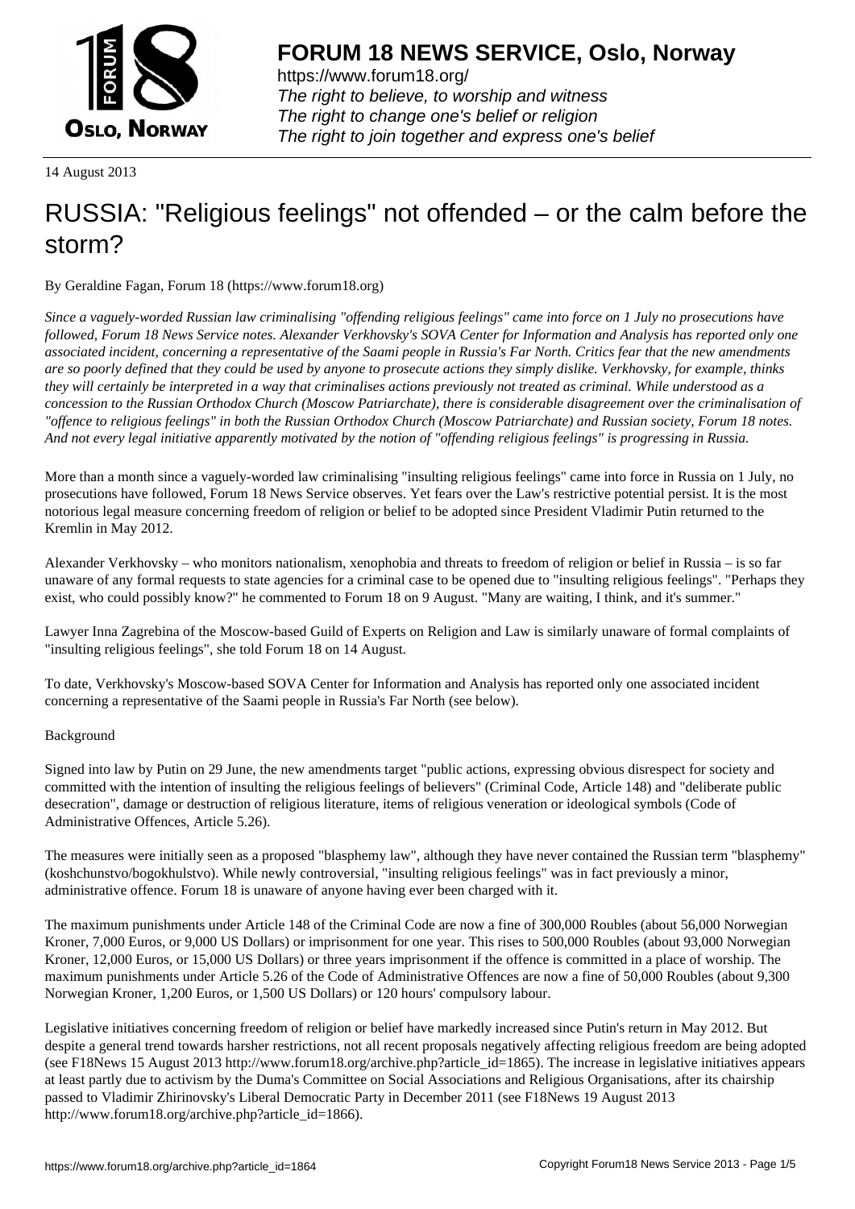# FORUM 18 NEWS SERVICE, Oslo, Norway

https://www.forum18.org/
*The right to believe, to worship and witness*
*The right to change one's belief or religion*
*The right to join together and express one's belief*

14 August 2013

# RUSSIA: "Religious feelings" not offended – or the calm before the storm?

By Geraldine Fagan, Forum 18 (https://www.forum18.org)

*Since a vaguely-worded Russian law criminalising "offending religious feelings" came into force on 1 July no prosecutions have followed, Forum 18 News Service notes. Alexander Verkhovsky's SOVA Center for Information and Analysis has reported only one associated incident, concerning a representative of the Saami people in Russia's Far North. Critics fear that the new amendments are so poorly defined that they could be used by anyone to prosecute actions they simply dislike. Verkhovsky, for example, thinks they will certainly be interpreted in a way that criminalises actions previously not treated as criminal. While understood as a concession to the Russian Orthodox Church (Moscow Patriarchate), there is considerable disagreement over the criminalisation of "offence to religious feelings" in both the Russian Orthodox Church (Moscow Patriarchate) and Russian society, Forum 18 notes. And not every legal initiative apparently motivated by the notion of "offending religious feelings" is progressing in Russia.*

More than a month since a vaguely-worded law criminalising "insulting religious feelings" came into force in Russia on 1 July, no prosecutions have followed, Forum 18 News Service observes. Yet fears over the Law's restrictive potential persist. It is the most notorious legal measure concerning freedom of religion or belief to be adopted since President Vladimir Putin returned to the Kremlin in May 2012.

Alexander Verkhovsky – who monitors nationalism, xenophobia and threats to freedom of religion or belief in Russia – is so far unaware of any formal requests to state agencies for a criminal case to be opened due to "insulting religious feelings". "Perhaps they exist, who could possibly know?" he commented to Forum 18 on 9 August. "Many are waiting, I think, and it's summer."

Lawyer Inna Zagrebina of the Moscow-based Guild of Experts on Religion and Law is similarly unaware of formal complaints of "insulting religious feelings", she told Forum 18 on 14 August.

To date, Verkhovsky's Moscow-based SOVA Center for Information and Analysis has reported only one associated incident concerning a representative of the Saami people in Russia's Far North (see below).

Background

Signed into law by Putin on 29 June, the new amendments target "public actions, expressing obvious disrespect for society and committed with the intention of insulting the religious feelings of believers" (Criminal Code, Article 148) and "deliberate public desecration", damage or destruction of religious literature, items of religious veneration or ideological symbols (Code of Administrative Offences, Article 5.26).

The measures were initially seen as a proposed "blasphemy law", although they have never contained the Russian term "blasphemy" (koshchunstvo/bogokhulstvo). While newly controversial, "insulting religious feelings" was in fact previously a minor, administrative offence. Forum 18 is unaware of anyone having ever been charged with it.

The maximum punishments under Article 148 of the Criminal Code are now a fine of 300,000 Roubles (about 56,000 Norwegian Kroner, 7,000 Euros, or 9,000 US Dollars) or imprisonment for one year. This rises to 500,000 Roubles (about 93,000 Norwegian Kroner, 12,000 Euros, or 15,000 US Dollars) or three years imprisonment if the offence is committed in a place of worship. The maximum punishments under Article 5.26 of the Code of Administrative Offences are now a fine of 50,000 Roubles (about 9,300 Norwegian Kroner, 1,200 Euros, or 1,500 US Dollars) or 120 hours' compulsory labour.

Legislative initiatives concerning freedom of religion or belief have markedly increased since Putin's return in May 2012. But despite a general trend towards harsher restrictions, not all recent proposals negatively affecting religious freedom are being adopted (see F18News 15 August 2013 http://www.forum18.org/archive.php?article_id=1865). The increase in legislative initiatives appears at least partly due to activism by the Duma's Committee on Social Associations and Religious Organisations, after its chairship passed to Vladimir Zhirinovsky's Liberal Democratic Party in December 2011 (see F18News 19 August 2013 http://www.forum18.org/archive.php?article_id=1866).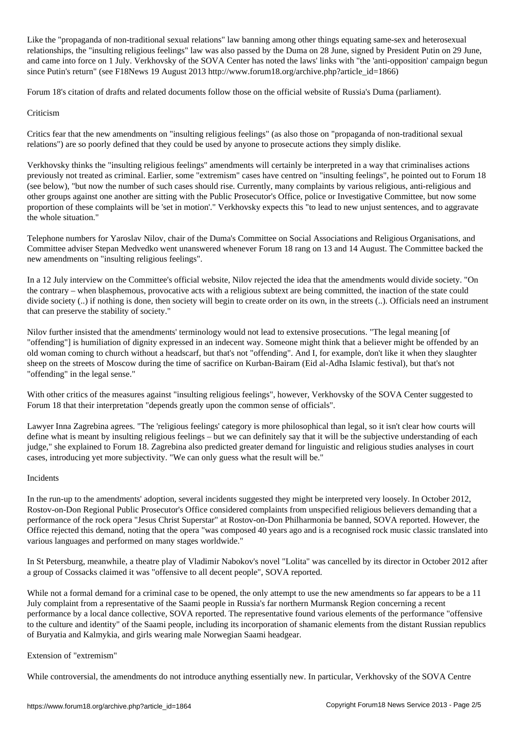Like the "propaganda of non-traditional sexual relations" law banning among other things equating same-sex and heterosexual relationships, the "insulting religious feelings" law was also passed by the Duma on 28 June, signed by President Putin on 29 June, and came into force on 1 July. Verkhovsky of the SOVA Center has noted the laws' links with "the 'anti-opposition' campaign begun since Putin's return" (see F18News 19 August 2013 http://www.forum18.org/archive.php?article_id=1866)

Forum 18's citation of drafts and related documents follow those on the official website of Russia's Duma (parliament).

## Criticism

Critics fear that the new amendments on "insulting religious feelings" (as also those on "propaganda of non-traditional sexual relations") are so poorly defined that they could be used by anyone to prosecute actions they simply dislike.

Verkhovsky thinks the "insulting religious feelings" amendments will certainly be interpreted in a way that criminalises actions previously not treated as criminal. Earlier, some "extremism" cases have centred on "insulting feelings", he pointed out to Forum 18 (see below), "but now the number of such cases should rise. Currently, many complaints by various religious, anti-religious and other groups against one another are sitting with the Public Prosecutor's Office, police or Investigative Committee, but now some proportion of these complaints will be 'set in motion'." Verkhovsky expects this "to lead to new unjust sentences, and to aggravate the whole situation."

Telephone numbers for Yaroslav Nilov, chair of the Duma's Committee on Social Associations and Religious Organisations, and Committee adviser Stepan Medvedko went unanswered whenever Forum 18 rang on 13 and 14 August. The Committee backed the new amendments on "insulting religious feelings".

In a 12 July interview on the Committee's official website, Nilov rejected the idea that the amendments would divide society. "On the contrary – when blasphemous, provocative acts with a religious subtext are being committed, the inaction of the state could divide society (..) if nothing is done, then society will begin to create order on its own, in the streets (..). Officials need an instrument that can preserve the stability of society."

Nilov further insisted that the amendments' terminology would not lead to extensive prosecutions. "The legal meaning [of "offending"] is humiliation of dignity expressed in an indecent way. Someone might think that a believer might be offended by an old woman coming to church without a headscarf, but that's not "offending". And I, for example, don't like it when they slaughter sheep on the streets of Moscow during the time of sacrifice on Kurban-Bairam (Eid al-Adha Islamic festival), but that's not "offending" in the legal sense."

With other critics of the measures against "insulting religious feelings", however, Verkhovsky of the SOVA Center suggested to Forum 18 that their interpretation "depends greatly upon the common sense of officials".

Lawyer Inna Zagrebina agrees. "The 'religious feelings' category is more philosophical than legal, so it isn't clear how courts will define what is meant by insulting religious feelings – but we can definitely say that it will be the subjective understanding of each judge," she explained to Forum 18. Zagrebina also predicted greater demand for linguistic and religious studies analyses in court cases, introducing yet more subjectivity. "We can only guess what the result will be."

## Incidents

In the run-up to the amendments' adoption, several incidents suggested they might be interpreted very loosely. In October 2012, Rostov-on-Don Regional Public Prosecutor's Office considered complaints from unspecified religious believers demanding that a performance of the rock opera "Jesus Christ Superstar" at Rostov-on-Don Philharmonia be banned, SOVA reported. However, the Office rejected this demand, noting that the opera "was composed 40 years ago and is a recognised rock music classic translated into various languages and performed on many stages worldwide."

In St Petersburg, meanwhile, a theatre play of Vladimir Nabokov's novel "Lolita" was cancelled by its director in October 2012 after a group of Cossacks claimed it was "offensive to all decent people", SOVA reported.

While not a formal demand for a criminal case to be opened, the only attempt to use the new amendments so far appears to be a 11 July complaint from a representative of the Saami people in Russia's far northern Murmansk Region concerning a recent performance by a local dance collective, SOVA reported. The representative found various elements of the performance "offensive to the culture and identity" of the Saami people, including its incorporation of shamanic elements from the distant Russian republics of Buryatia and Kalmykia, and girls wearing male Norwegian Saami headgear.

## Extension of "extremism"

While controversial, the amendments do not introduce anything essentially new. In particular, Verkhovsky of the SOVA Centre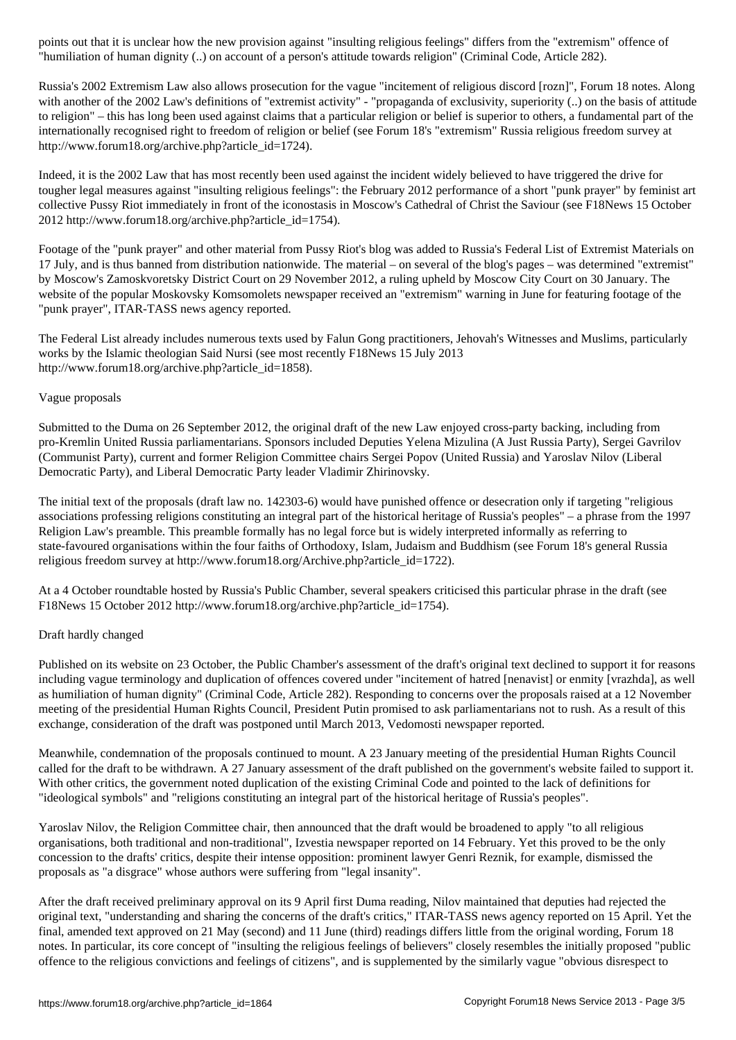points out that it is unclear how the new provision against "insulting religious feelings" differs from the "extremism" offence of "humiliation of human dignity (..) on account of a person's attitude towards religion" (Criminal Code, Article 282).

Russia's 2002 Extremism Law also allows prosecution for the vague "incitement of religious discord [rozn]", Forum 18 notes. Along with another of the 2002 Law's definitions of "extremist activity" - "propaganda of exclusivity, superiority (..) on the basis of attitude to religion" – this has long been used against claims that a particular religion or belief is superior to others, a fundamental part of the internationally recognised right to freedom of religion or belief (see Forum 18's "extremism" Russia religious freedom survey at http://www.forum18.org/archive.php?article_id=1724).

Indeed, it is the 2002 Law that has most recently been used against the incident widely believed to have triggered the drive for tougher legal measures against "insulting religious feelings": the February 2012 performance of a short "punk prayer" by feminist art collective Pussy Riot immediately in front of the iconostasis in Moscow's Cathedral of Christ the Saviour (see F18News 15 October 2012 http://www.forum18.org/archive.php?article_id=1754).

Footage of the "punk prayer" and other material from Pussy Riot's blog was added to Russia's Federal List of Extremist Materials on 17 July, and is thus banned from distribution nationwide. The material – on several of the blog's pages – was determined "extremist" by Moscow's Zamoskvoretsky District Court on 29 November 2012, a ruling upheld by Moscow City Court on 30 January. The website of the popular Moskovsky Komsomolets newspaper received an "extremism" warning in June for featuring footage of the "punk prayer", ITAR-TASS news agency reported.

The Federal List already includes numerous texts used by Falun Gong practitioners, Jehovah's Witnesses and Muslims, particularly works by the Islamic theologian Said Nursi (see most recently F18News 15 July 2013 http://www.forum18.org/archive.php?article_id=1858).

## Vague proposals

Submitted to the Duma on 26 September 2012, the original draft of the new Law enjoyed cross-party backing, including from pro-Kremlin United Russia parliamentarians. Sponsors included Deputies Yelena Mizulina (A Just Russia Party), Sergei Gavrilov (Communist Party), current and former Religion Committee chairs Sergei Popov (United Russia) and Yaroslav Nilov (Liberal Democratic Party), and Liberal Democratic Party leader Vladimir Zhirinovsky.

The initial text of the proposals (draft law no. 142303-6) would have punished offence or desecration only if targeting "religious associations professing religions constituting an integral part of the historical heritage of Russia's peoples" – a phrase from the 1997 Religion Law's preamble. This preamble formally has no legal force but is widely interpreted informally as referring to state-favoured organisations within the four faiths of Orthodoxy, Islam, Judaism and Buddhism (see Forum 18's general Russia religious freedom survey at http://www.forum18.org/Archive.php?article_id=1722).

At a 4 October roundtable hosted by Russia's Public Chamber, several speakers criticised this particular phrase in the draft (see F18News 15 October 2012 http://www.forum18.org/archive.php?article_id=1754).

## Draft hardly changed

Published on its website on 23 October, the Public Chamber's assessment of the draft's original text declined to support it for reasons including vague terminology and duplication of offences covered under "incitement of hatred [nenavist] or enmity [vrazhda], as well as humiliation of human dignity" (Criminal Code, Article 282). Responding to concerns over the proposals raised at a 12 November meeting of the presidential Human Rights Council, President Putin promised to ask parliamentarians not to rush. As a result of this exchange, consideration of the draft was postponed until March 2013, Vedomosti newspaper reported.

Meanwhile, condemnation of the proposals continued to mount. A 23 January meeting of the presidential Human Rights Council called for the draft to be withdrawn. A 27 January assessment of the draft published on the government's website failed to support it. With other critics, the government noted duplication of the existing Criminal Code and pointed to the lack of definitions for "ideological symbols" and "religions constituting an integral part of the historical heritage of Russia's peoples".

Yaroslav Nilov, the Religion Committee chair, then announced that the draft would be broadened to apply "to all religious organisations, both traditional and non-traditional", Izvestia newspaper reported on 14 February. Yet this proved to be the only concession to the drafts' critics, despite their intense opposition: prominent lawyer Genri Reznik, for example, dismissed the proposals as "a disgrace" whose authors were suffering from "legal insanity".

After the draft received preliminary approval on its 9 April first Duma reading, Nilov maintained that deputies had rejected the original text, "understanding and sharing the concerns of the draft's critics," ITAR-TASS news agency reported on 15 April. Yet the final, amended text approved on 21 May (second) and 11 June (third) readings differs little from the original wording, Forum 18 notes. In particular, its core concept of "insulting the religious feelings of believers" closely resembles the initially proposed "public offence to the religious convictions and feelings of citizens", and is supplemented by the similarly vague "obvious disrespect to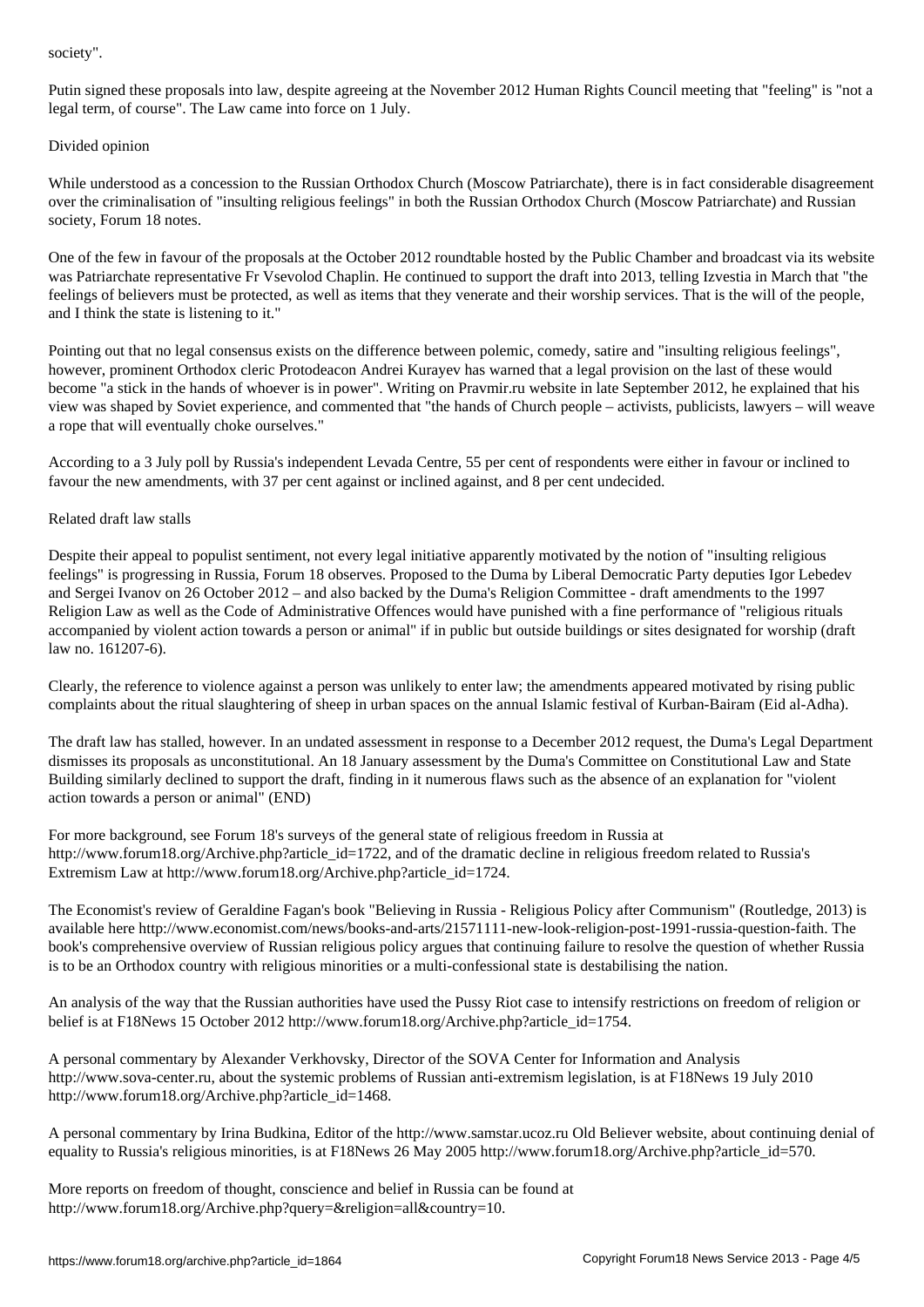society".

Putin signed these proposals into law, despite agreeing at the November 2012 Human Rights Council meeting that "feeling" is "not a legal term, of course". The Law came into force on 1 July.

## Divided opinion

While understood as a concession to the Russian Orthodox Church (Moscow Patriarchate), there is in fact considerable disagreement over the criminalisation of "insulting religious feelings" in both the Russian Orthodox Church (Moscow Patriarchate) and Russian society, Forum 18 notes.

One of the few in favour of the proposals at the October 2012 roundtable hosted by the Public Chamber and broadcast via its website was Patriarchate representative Fr Vsevolod Chaplin. He continued to support the draft into 2013, telling Izvestia in March that "the feelings of believers must be protected, as well as items that they venerate and their worship services. That is the will of the people, and I think the state is listening to it."

Pointing out that no legal consensus exists on the difference between polemic, comedy, satire and "insulting religious feelings", however, prominent Orthodox cleric Protodeacon Andrei Kurayev has warned that a legal provision on the last of these would become "a stick in the hands of whoever is in power". Writing on Pravmir.ru website in late September 2012, he explained that his view was shaped by Soviet experience, and commented that "the hands of Church people – activists, publicists, lawyers – will weave a rope that will eventually choke ourselves."

According to a 3 July poll by Russia's independent Levada Centre, 55 per cent of respondents were either in favour or inclined to favour the new amendments, with 37 per cent against or inclined against, and 8 per cent undecided.

## Related draft law stalls

Despite their appeal to populist sentiment, not every legal initiative apparently motivated by the notion of "insulting religious feelings" is progressing in Russia, Forum 18 observes. Proposed to the Duma by Liberal Democratic Party deputies Igor Lebedev and Sergei Ivanov on 26 October 2012 – and also backed by the Duma's Religion Committee - draft amendments to the 1997 Religion Law as well as the Code of Administrative Offences would have punished with a fine performance of "religious rituals accompanied by violent action towards a person or animal" if in public but outside buildings or sites designated for worship (draft law no. 161207-6).

Clearly, the reference to violence against a person was unlikely to enter law; the amendments appeared motivated by rising public complaints about the ritual slaughtering of sheep in urban spaces on the annual Islamic festival of Kurban-Bairam (Eid al-Adha).

The draft law has stalled, however. In an undated assessment in response to a December 2012 request, the Duma's Legal Department dismisses its proposals as unconstitutional. An 18 January assessment by the Duma's Committee on Constitutional Law and State Building similarly declined to support the draft, finding in it numerous flaws such as the absence of an explanation for "violent action towards a person or animal" (END)

For more background, see Forum 18's surveys of the general state of religious freedom in Russia at http://www.forum18.org/Archive.php?article_id=1722, and of the dramatic decline in religious freedom related to Russia's Extremism Law at http://www.forum18.org/Archive.php?article_id=1724.

The Economist's review of Geraldine Fagan's book "Believing in Russia - Religious Policy after Communism" (Routledge, 2013) is available here http://www.economist.com/news/books-and-arts/21571111-new-look-religion-post-1991-russia-question-faith. The book's comprehensive overview of Russian religious policy argues that continuing failure to resolve the question of whether Russia is to be an Orthodox country with religious minorities or a multi-confessional state is destabilising the nation.

An analysis of the way that the Russian authorities have used the Pussy Riot case to intensify restrictions on freedom of religion or belief is at F18News 15 October 2012 http://www.forum18.org/Archive.php?article_id=1754.

A personal commentary by Alexander Verkhovsky, Director of the SOVA Center for Information and Analysis http://www.sova-center.ru, about the systemic problems of Russian anti-extremism legislation, is at F18News 19 July 2010 http://www.forum18.org/Archive.php?article_id=1468.

A personal commentary by Irina Budkina, Editor of the http://www.samstar.ucoz.ru Old Believer website, about continuing denial of equality to Russia's religious minorities, is at F18News 26 May 2005 http://www.forum18.org/Archive.php?article_id=570.

More reports on freedom of thought, conscience and belief in Russia can be found at http://www.forum18.org/Archive.php?query=&religion=all&country=10.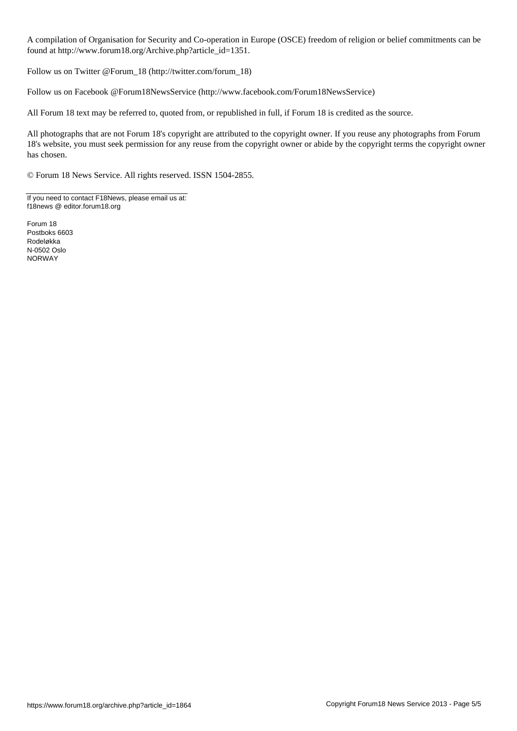A compilation of Organisation for Security and Co-operation in Europe (OSCE) freedom of religion or belief commitments can be found at http://www.forum18.org/Archive.php?article_id=1351.

Follow us on Twitter @Forum_18 (http://twitter.com/forum_18)

Follow us on Facebook @Forum18NewsService (http://www.facebook.com/Forum18NewsService)

All Forum 18 text may be referred to, quoted from, or republished in full, if Forum 18 is credited as the source.

All photographs that are not Forum 18's copyright are attributed to the copyright owner. If you reuse any photographs from Forum 18's website, you must seek permission for any reuse from the copyright owner or abide by the copyright terms the copyright owner has chosen.

© Forum 18 News Service. All rights reserved. ISSN 1504-2855.

---

If you need to contact F18News, please email us at:
f18news @ editor.forum18.org

Forum 18
Postboks 6603
Rodeløkka
N-0502 Oslo
NORWAY